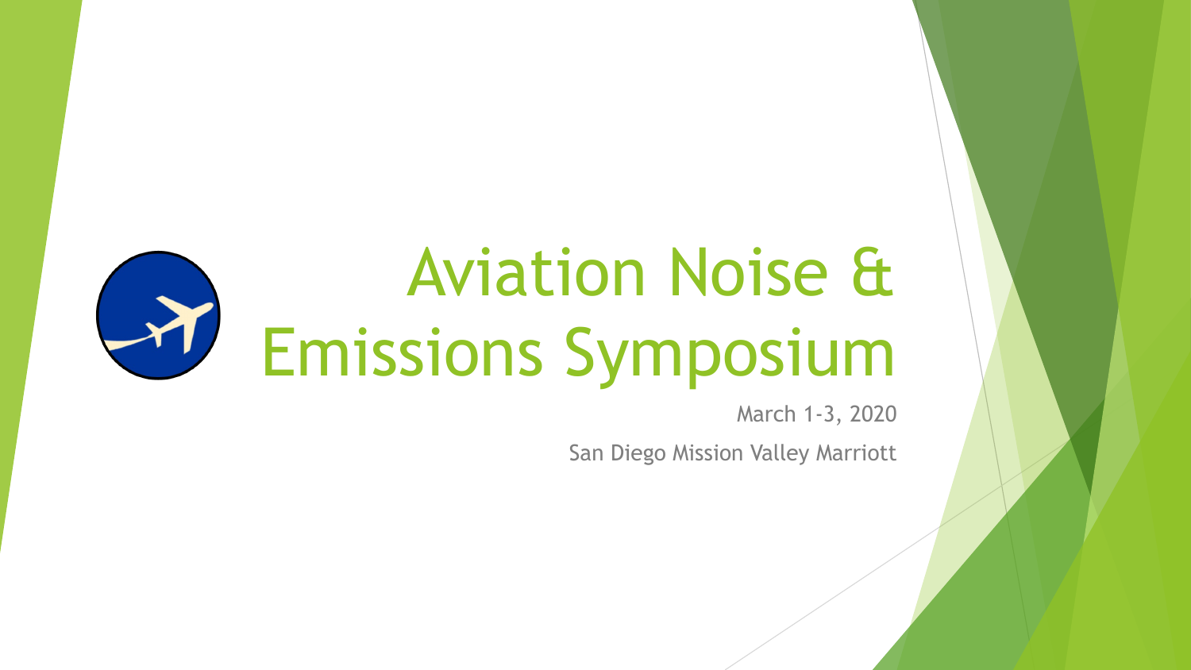# Aviation Noise & Emissions Symposium

March 1-3, 2020

San Diego Mission Valley Marriott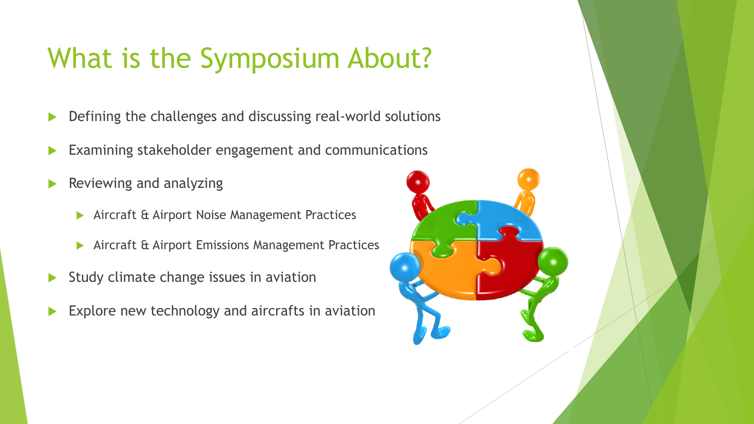# What is the Symposium About?

- Defining the challenges and discussing real-world solutions
- Examining stakeholder engagement and communications
- Reviewing and analyzing
  - Aircraft & Airport Noise Management Practices
  - Aircraft & Airport Emissions Management Practices
- Study climate change issues in aviation
- Explore new technology and aircrafts in aviation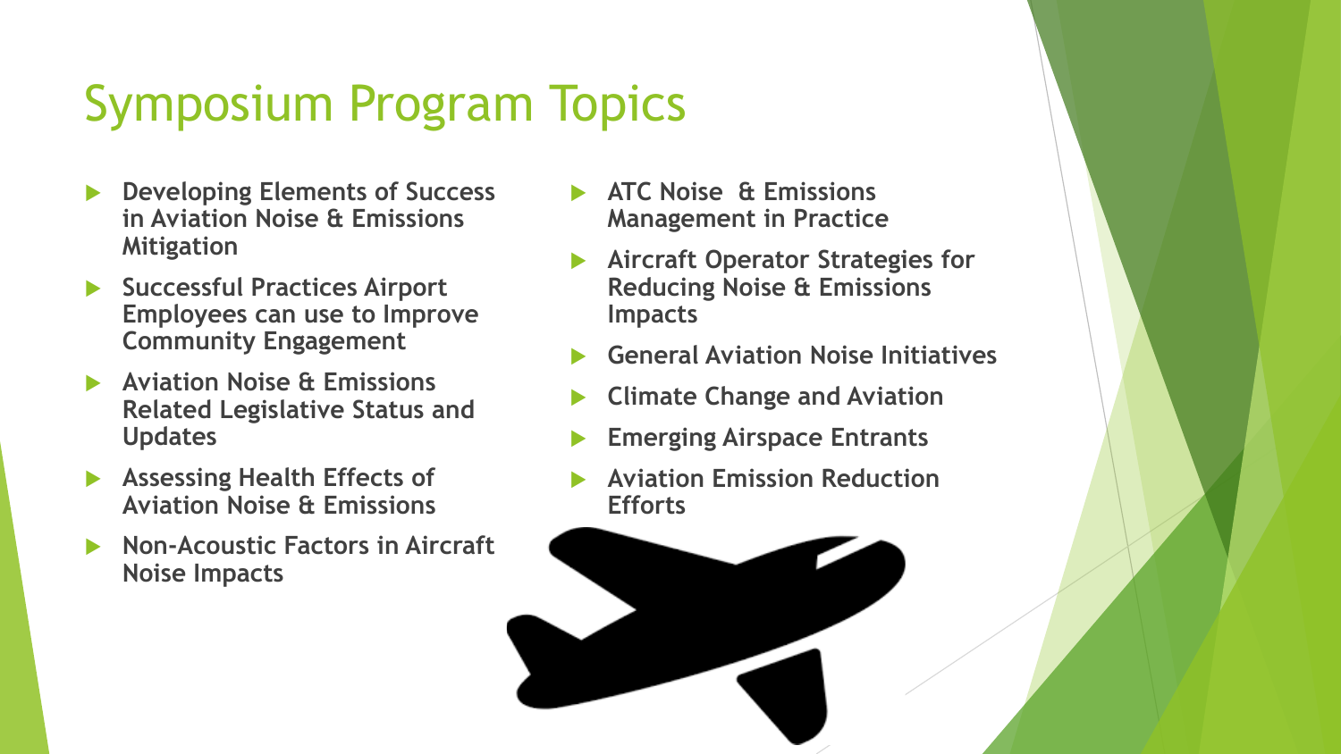# Symposium Program Topics

- **Developing Elements of Success in Aviation Noise & Emissions Mitigation**
- **Successful Practices Airport Employees can use to Improve Community Engagement**
- **Aviation Noise & Emissions Related Legislative Status and Updates**
- **Assessing Health Effects of Aviation Noise & Emissions**
- **Non-Acoustic Factors in Aircraft Noise Impacts**
- **ATC Noise & Emissions Management in Practice**
- **Aircraft Operator Strategies for Reducing Noise & Emissions Impacts**
- **General Aviation Noise Initiatives**
- **Climate Change and Aviation**
- **Emerging Airspace Entrants**
- **Aviation Emission Reduction Efforts**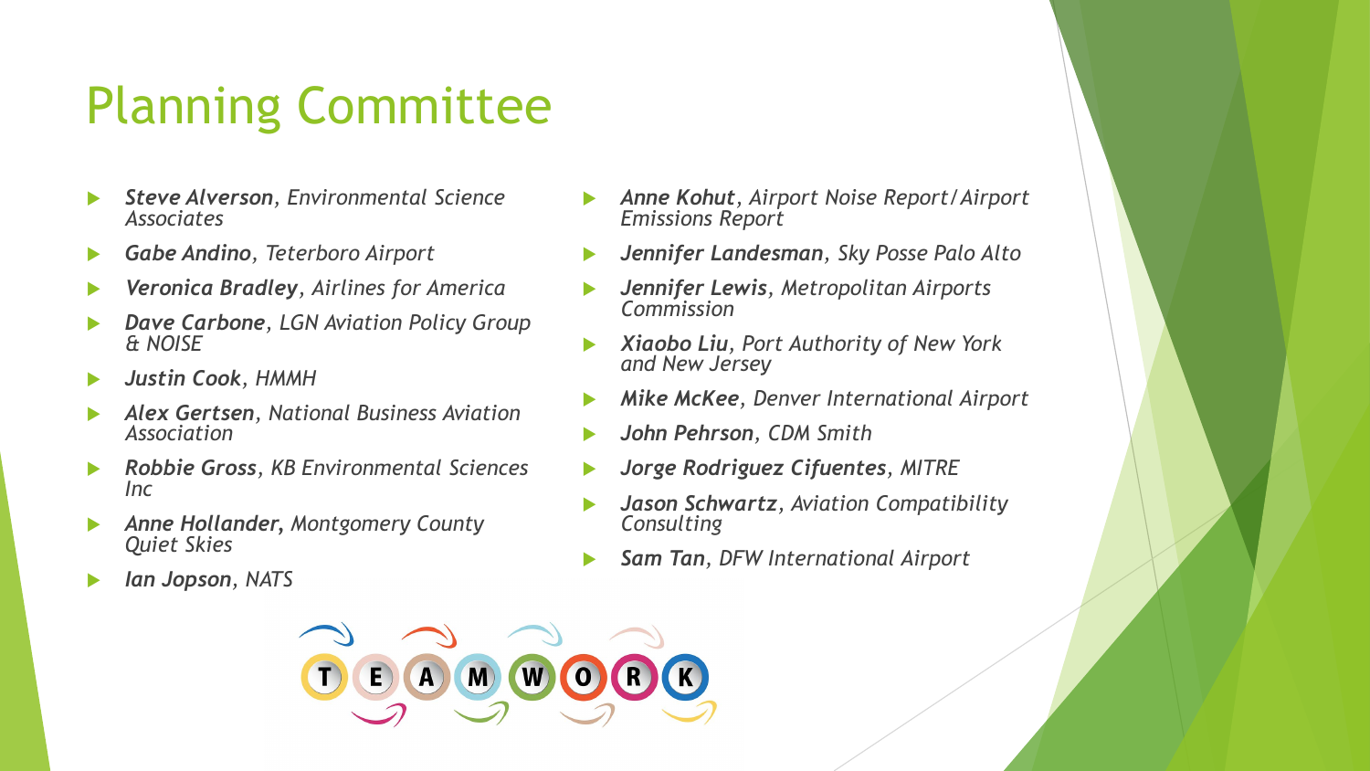# Planning Committee

- ***Steve Alverson**, Environmental Science Associates*
- ***Gabe Andino**, Teterboro Airport*
- ***Veronica Bradley**, Airlines for America*
- ***Dave Carbone**, LGN Aviation Policy Group & NOISE*
- ***Justin Cook**, HMMH*
- ***Alex Gertsen**, National Business Aviation Association*
- ***Robbie Gross**, KB Environmental Sciences Inc*
- ***Anne Hollander**, Montgomery County Quiet Skies*
- ***Ian Jopson**, NATS*
- ***Anne Kohut**, Airport Noise Report/Airport Emissions Report*
- ***Jennifer Landesman**, Sky Posse Palo Alto*
- ***Jennifer Lewis**, Metropolitan Airports Commission*
- ***Xiaobo Liu**, Port Authority of New York and New Jersey*
- ***Mike McKee**, Denver International Airport*
- ***John Pehrson**, CDM Smith*
- ***Jorge Rodriguez Cifuentes**, MITRE*
- ***Jason Schwartz**, Aviation Compatibility Consulting*
- ***Sam Tan**, DFW International Airport*

TEAMWORK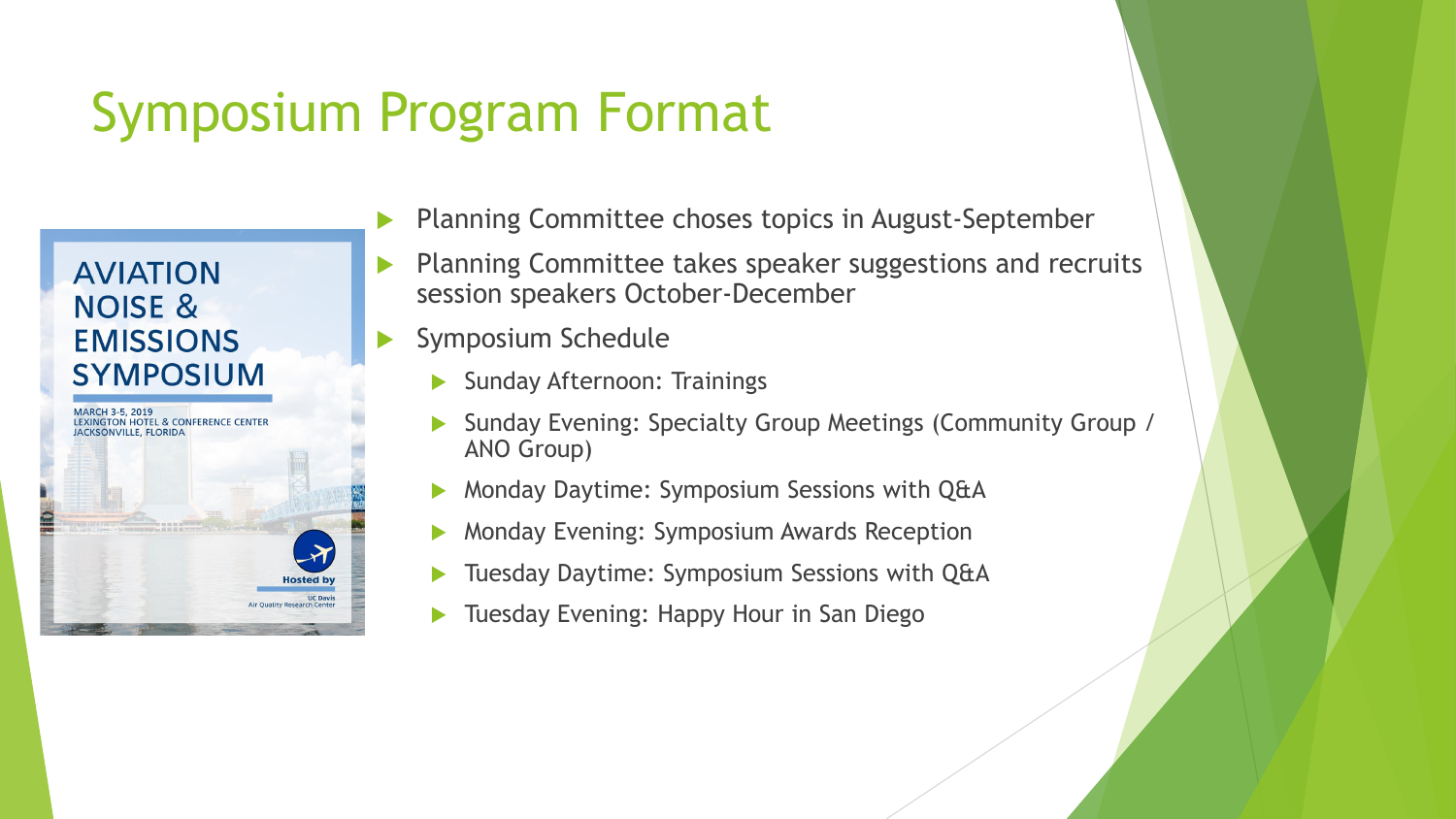# Symposium Program Format

AVIATION NOISE & EMISSIONS SYMPOSIUM

MARCH 3-5, 2019
LEXINGTON HOTEL & CONFERENCE CENTER
JACKSONVILLE, FLORIDA

Hosted by
UC Davis
Air Quality Research Center

- Planning Committee choses topics in August-September
- Planning Committee takes speaker suggestions and recruits session speakers October-December
- Symposium Schedule
  - Sunday Afternoon: Trainings
  - Sunday Evening: Specialty Group Meetings (Community Group / ANO Group)
  - Monday Daytime: Symposium Sessions with Q&A
  - Monday Evening: Symposium Awards Reception
  - Tuesday Daytime: Symposium Sessions with Q&A
  - Tuesday Evening: Happy Hour in San Diego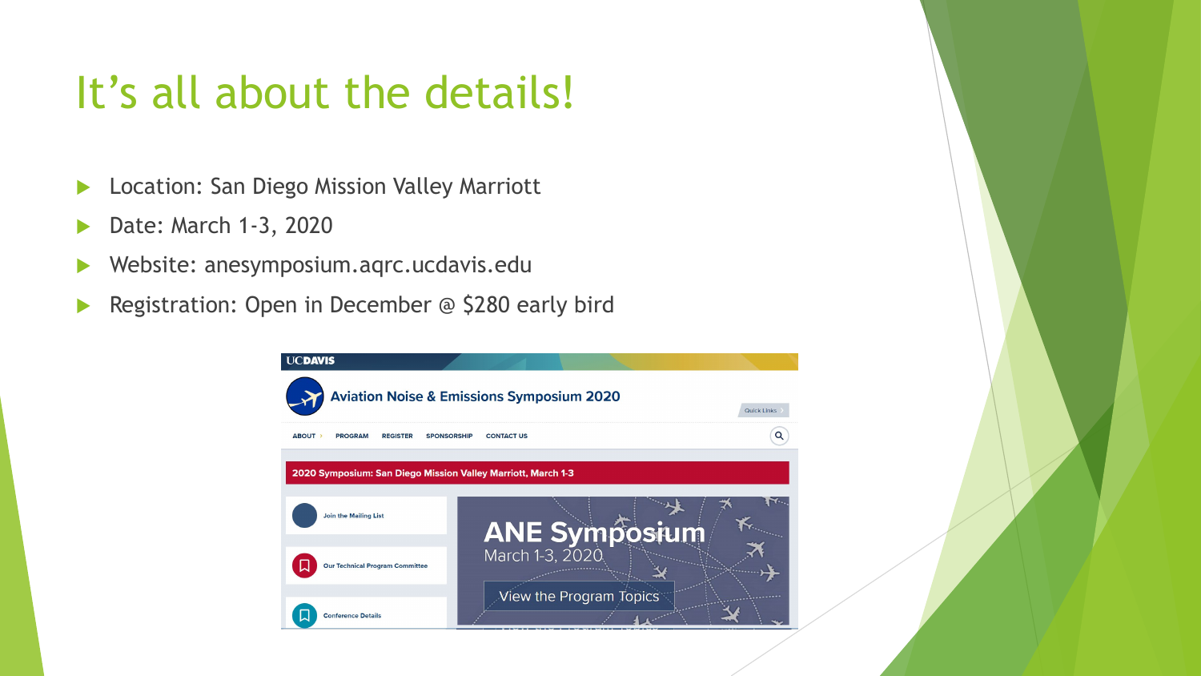# It's all about the details!

- Location: San Diego Mission Valley Marriott
- Date: March 1-3, 2020
- Website: anesymposium.aqrc.ucdavis.edu
- Registration: Open in December @ $280 early bird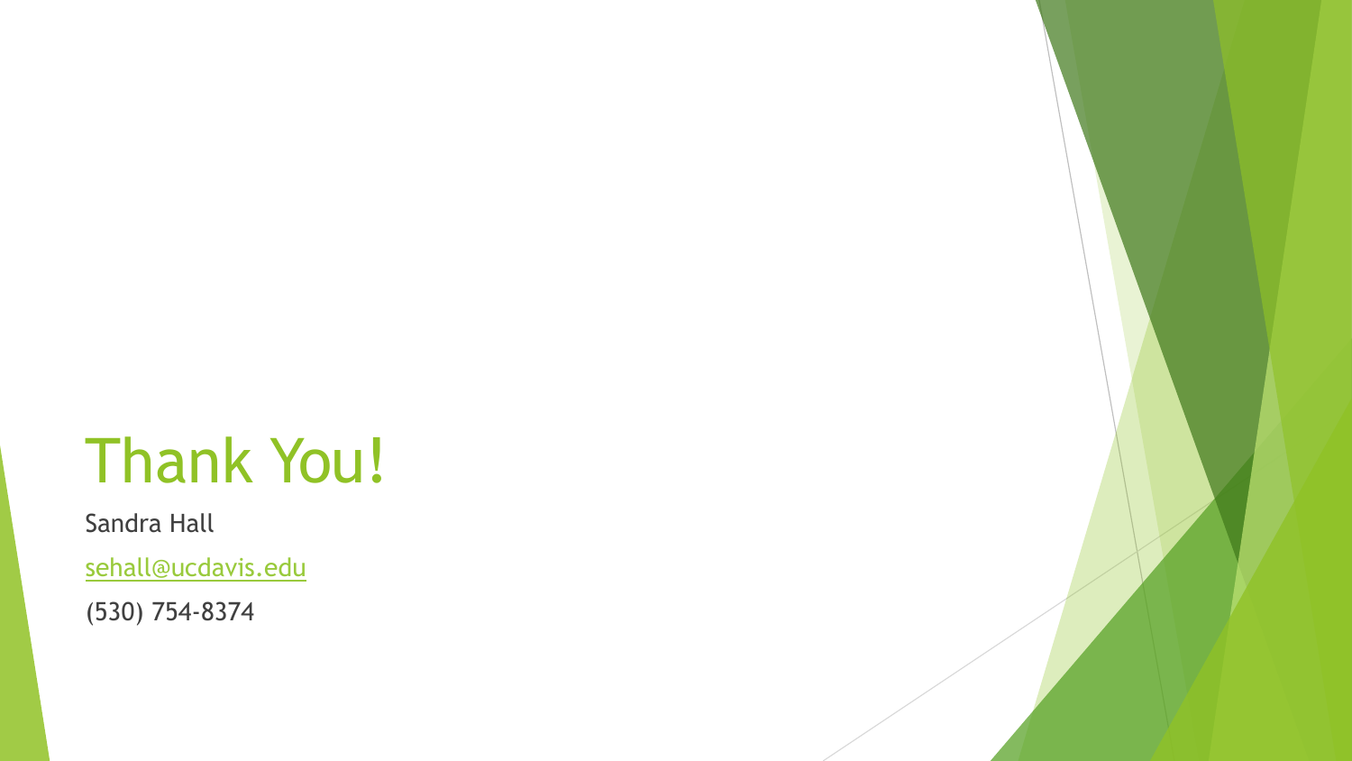# Thank You!

Sandra Hall

sehall@ucdavis.edu

(530) 754-8374